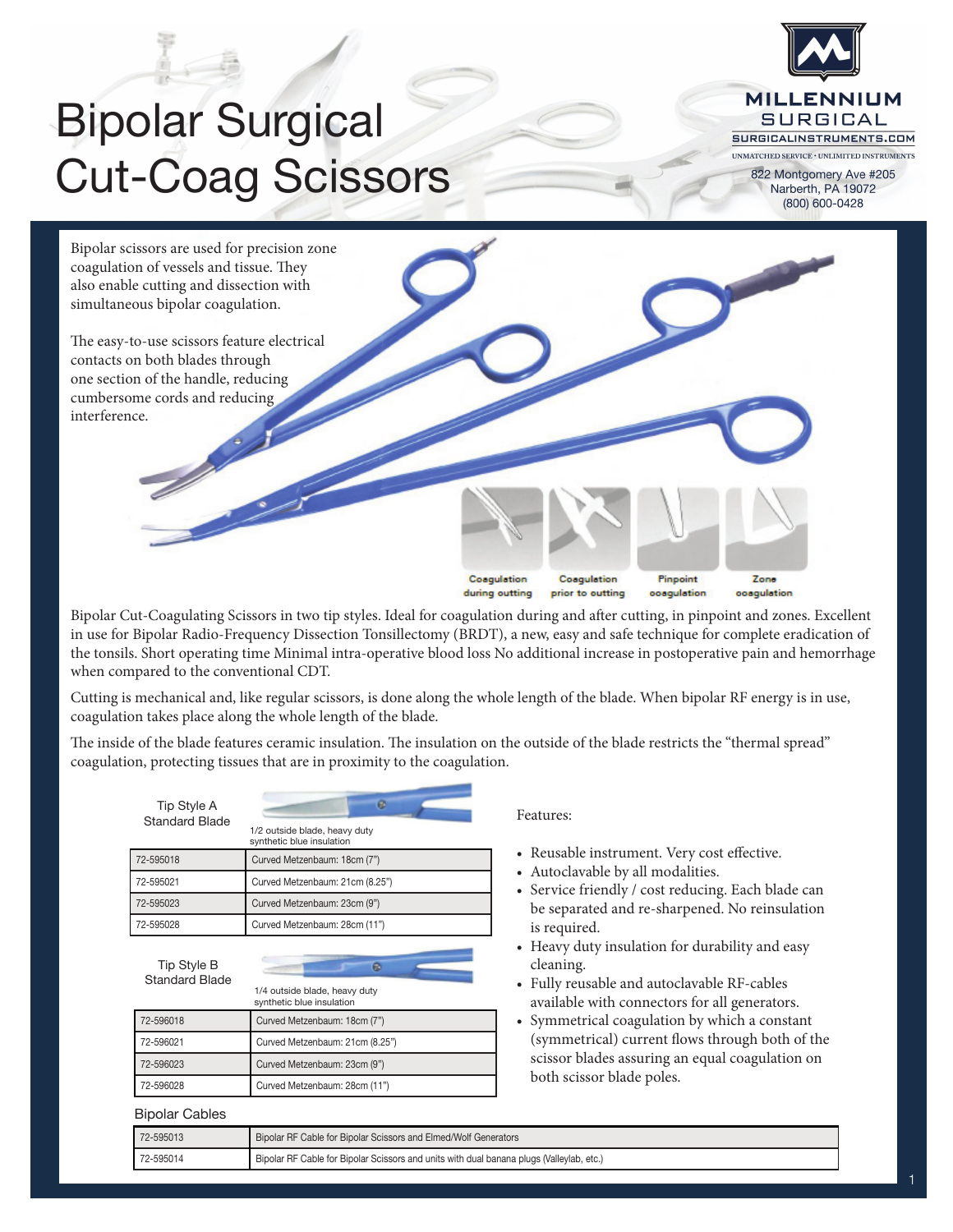# Bipolar Surgical Cut-Coag Scissors

MILLENNIUM SURGICAL
SURGICALINSTRUMENTS.COM
UNMATCHED SERVICE • UNLIMITED INSTRUMENTS
822 Montgomery Ave #205
Narberth, PA 19072
(800) 600-0428

Bipolar scissors are used for precision zone coagulation of vessels and tissue. They also enable cutting and dissection with simultaneous bipolar coagulation.

The easy-to-use scissors feature electrical contacts on both blades through one section of the handle, reducing cumbersome cords and reducing interference.

Coagulation during cutting | Coagulation prior to cutting | Pinpoint coagulation | Zone coagulation

Bipolar Cut-Coagulating Scissors in two tip styles. Ideal for coagulation during and after cutting, in pinpoint and zones. Excellent in use for Bipolar Radio-Frequency Dissection Tonsillectomy (BRDT), a new, easy and safe technique for complete eradication of the tonsils. Short operating time Minimal intra-operative blood loss No additional increase in postoperative pain and hemorrhage when compared to the conventional CDT.

Cutting is mechanical and, like regular scissors, is done along the whole length of the blade. When bipolar RF energy is in use, coagulation takes place along the whole length of the blade.

The inside of the blade features ceramic insulation. The insulation on the outside of the blade restricts the "thermal spread" coagulation, protecting tissues that are in proximity to the coagulation.

**Tip Style A Standard Blade**

1/2 outside blade, heavy duty synthetic blue insulation

| | |
|---|---|
| 72-595018 | Curved Metzenbaum: 18cm (7") |
| 72-595021 | Curved Metzenbaum: 21cm (8.25") |
| 72-595023 | Curved Metzenbaum: 23cm (9") |
| 72-595028 | Curved Metzenbaum: 28cm (11") |

**Tip Style B Standard Blade**

1/4 outside blade, heavy duty synthetic blue insulation

| | |
|---|---|
| 72-596018 | Curved Metzenbaum: 18cm (7") |
| 72-596021 | Curved Metzenbaum: 21cm (8.25") |
| 72-596023 | Curved Metzenbaum: 23cm (9") |
| 72-596028 | Curved Metzenbaum: 28cm (11") |

Features:

- Reusable instrument. Very cost effective.
- Autoclavable by all modalities.
- Service friendly / cost reducing. Each blade can be separated and re-sharpened. No reinsulation is required.
- Heavy duty insulation for durability and easy cleaning.
- Fully reusable and autoclavable RF-cables available with connectors for all generators.
- Symmetrical coagulation by which a constant (symmetrical) current flows through both of the scissor blades assuring an equal coagulation on both scissor blade poles.

**Bipolar Cables**

| | |
|---|---|
| 72-595013 | Bipolar RF Cable for Bipolar Scissors and Elmed/Wolf Generators |
| 72-595014 | Bipolar RF Cable for Bipolar Scissors and units with dual banana plugs (Valleylab, etc.) |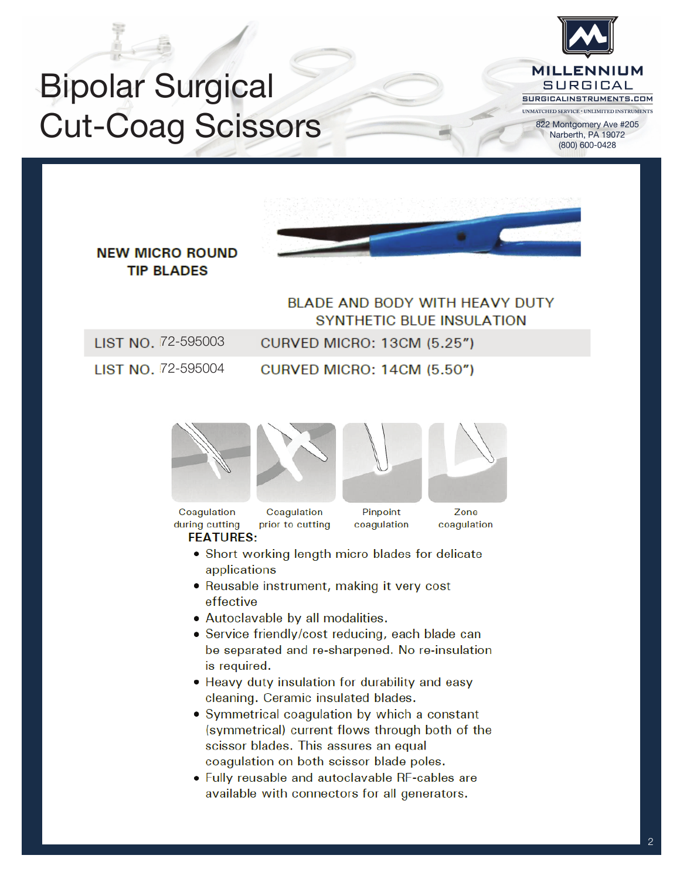# Bipolar Surgical Cut-Coag Scissors

MILLENNIUM SURGICAL
SURGICALINSTRUMENTS.COM
UNMATCHED SERVICE • UNLIMITED INSTRUMENTS
822 Montgomery Ave #205
Narberth, PA 19072
(800) 600-0428

**NEW MICRO ROUND TIP BLADES**

BLADE AND BODY WITH HEAVY DUTY SYNTHETIC BLUE INSULATION

| | |
|---|---|
| LIST NO. 72-595003 | CURVED MICRO: 13CM (5.25") |
| LIST NO. 72-595004 | CURVED MICRO: 14CM (5.50") |

Coagulation during cutting

Coagulation prior to cutting

Pinpoint coagulation

Zone coagulation

**FEATURES:**

- Short working length micro blades for delicate applications
- Reusable instrument, making it very cost effective
- Autoclavable by all modalities.
- Service friendly/cost reducing, each blade can be separated and re-sharpened. No re-insulation is required.
- Heavy duty insulation for durability and easy cleaning. Ceramic insulated blades.
- Symmetrical coagulation by which a constant (symmetrical) current flows through both of the scissor blades. This assures an equal coagulation on both scissor blade poles.
- Fully reusable and autoclavable RF-cables are available with connectors for all generators.